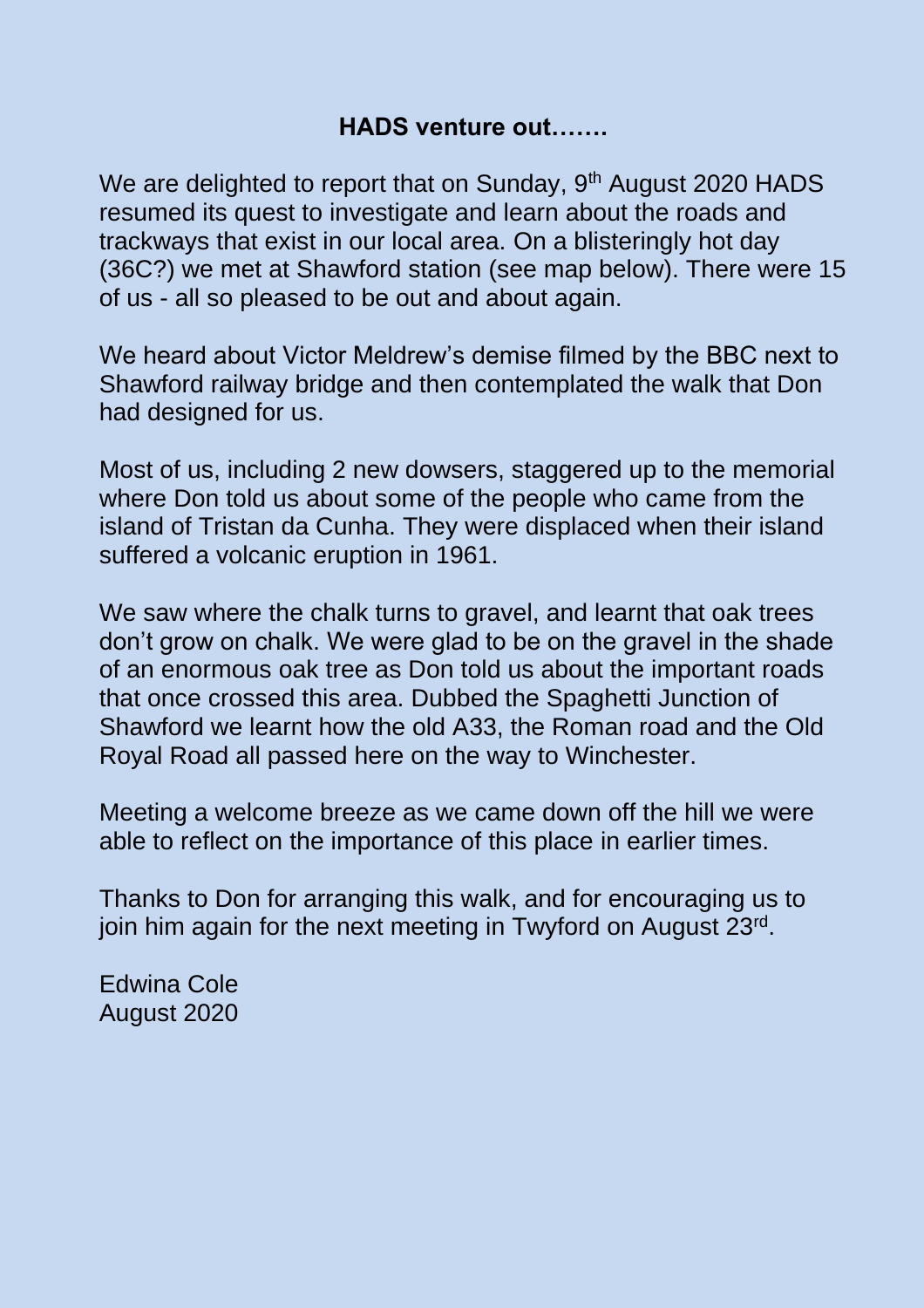## HADS venture out…….

We are delighted to report that on Sunday, 9th August 2020 HADS resumed its quest to investigate and learn about the roads and trackways that exist in our local area. On a blisteringly hot day (36C?) we met at Shawford station (see map below). There were 15 of us - all so pleased to be out and about again.

We heard about Victor Meldrew's demise filmed by the BBC next to Shawford railway bridge and then contemplated the walk that Don had designed for us.

Most of us, including 2 new dowsers, staggered up to the memorial where Don told us about some of the people who came from the island of Tristan da Cunha. They were displaced when their island suffered a volcanic eruption in 1961.

We saw where the chalk turns to gravel, and learnt that oak trees don't grow on chalk. We were glad to be on the gravel in the shade of an enormous oak tree as Don told us about the important roads that once crossed this area. Dubbed the Spaghetti Junction of Shawford we learnt how the old A33, the Roman road and the Old Royal Road all passed here on the way to Winchester.

Meeting a welcome breeze as we came down off the hill we were able to reflect on the importance of this place in earlier times.

Thanks to Don for arranging this walk, and for encouraging us to join him again for the next meeting in Twyford on August 23rd.

Edwina Cole
August 2020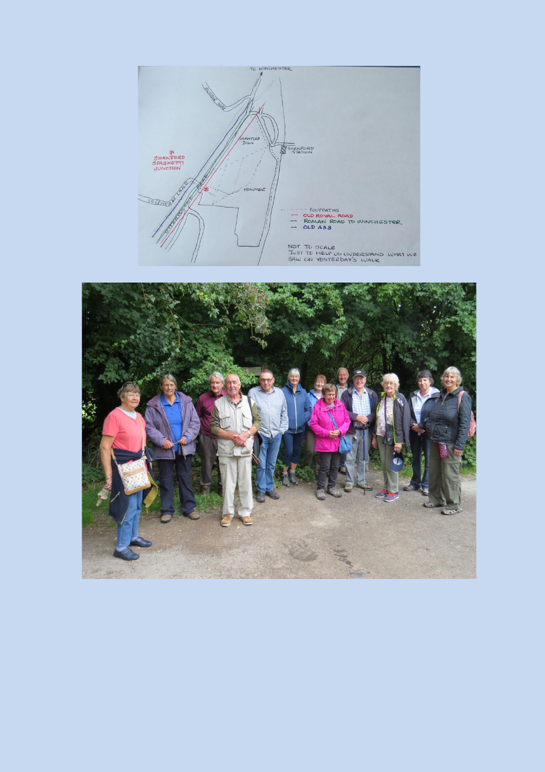TO WINCHESTER

HURDLE WAY

SHAWFORD DOWN

SHAWFORD STATION

SHAWFORD SPAGHETTI JUNCTION

SHEPHERDS LANE

OTTERBOURNE ROAD

MONUMENT

- - - - FOOTPATHS
— OLD ROYAL ROAD
— ROMAN ROAD TO WINCHESTER
— OLD A33

NOT TO SCALE
JUST TO HELP US UNDERSTAND WHAT WE SAW ON YESTERDAY'S WALK